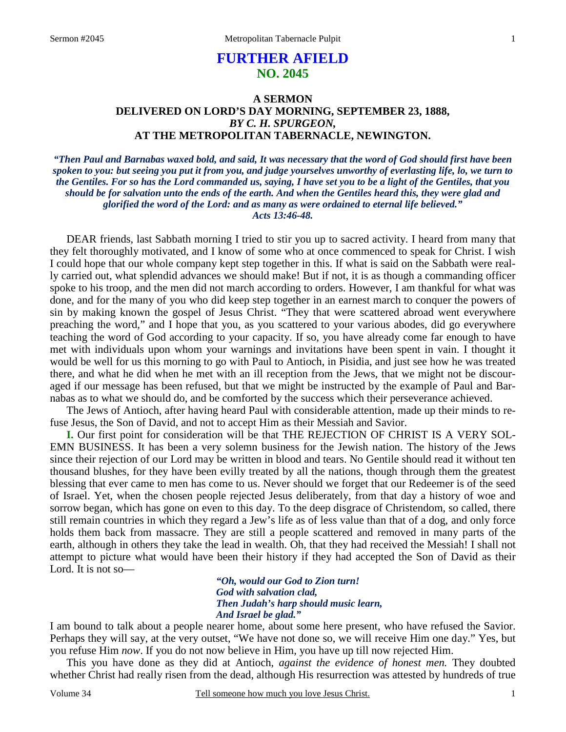# FURTHER AFIELD
## NO. 2045

### A SERMON
### DELIVERED ON LORD'S DAY MORNING, SEPTEMBER 23, 1888,
### *BY C. H. SPURGEON,*
### AT THE METROPOLITAN TABERNACLE, NEWINGTON.

***"Then Paul and Barnabas waxed bold, and said, It was necessary that the word of God should first have been spoken to you: but seeing you put it from you, and judge yourselves unworthy of everlasting life, lo, we turn to the Gentiles. For so has the Lord commanded us, saying, I have set you to be a light of the Gentiles, that you should be for salvation unto the ends of the earth. And when the Gentiles heard this, they were glad and glorified the word of the Lord: and as many as were ordained to eternal life believed." Acts 13:46-48.***

DEAR friends, last Sabbath morning I tried to stir you up to sacred activity. I heard from many that they felt thoroughly motivated, and I know of some who at once commenced to speak for Christ. I wish I could hope that our whole company kept step together in this. If what is said on the Sabbath were really carried out, what splendid advances we should make! But if not, it is as though a commanding officer spoke to his troop, and the men did not march according to orders. However, I am thankful for what was done, and for the many of you who did keep step together in an earnest march to conquer the powers of sin by making known the gospel of Jesus Christ. "They that were scattered abroad went everywhere preaching the word," and I hope that you, as you scattered to your various abodes, did go everywhere teaching the word of God according to your capacity. If so, you have already come far enough to have met with individuals upon whom your warnings and invitations have been spent in vain. I thought it would be well for us this morning to go with Paul to Antioch, in Pisidia, and just see how he was treated there, and what he did when he met with an ill reception from the Jews, that we might not be discouraged if our message has been refused, but that we might be instructed by the example of Paul and Barnabas as to what we should do, and be comforted by the success which their perseverance achieved.

The Jews of Antioch, after having heard Paul with considerable attention, made up their minds to refuse Jesus, the Son of David, and not to accept Him as their Messiah and Savior.

**I.** Our first point for consideration will be that THE REJECTION OF CHRIST IS A VERY SOLEMN BUSINESS. It has been a very solemn business for the Jewish nation. The history of the Jews since their rejection of our Lord may be written in blood and tears. No Gentile should read it without ten thousand blushes, for they have been evilly treated by all the nations, though through them the greatest blessing that ever came to men has come to us. Never should we forget that our Redeemer is of the seed of Israel. Yet, when the chosen people rejected Jesus deliberately, from that day a history of woe and sorrow began, which has gone on even to this day. To the deep disgrace of Christendom, so called, there still remain countries in which they regard a Jew's life as of less value than that of a dog, and only force holds them back from massacre. They are still a people scattered and removed in many parts of the earth, although in others they take the lead in wealth. Oh, that they had received the Messiah! I shall not attempt to picture what would have been their history if they had accepted the Son of David as their Lord. It is not so—

> ***"Oh, would our God to Zion turn!***
> ***God with salvation clad,***
> ***Then Judah's harp should music learn,***
> ***And Israel be glad."***

I am bound to talk about a people nearer home, about some here present, who have refused the Savior. Perhaps they will say, at the very outset, "We have not done so, we will receive Him one day." Yes, but you refuse Him *now*. If you do not now believe in Him, you have up till now rejected Him.

This you have done as they did at Antioch, *against the evidence of honest men.* They doubted whether Christ had really risen from the dead, although His resurrection was attested by hundreds of true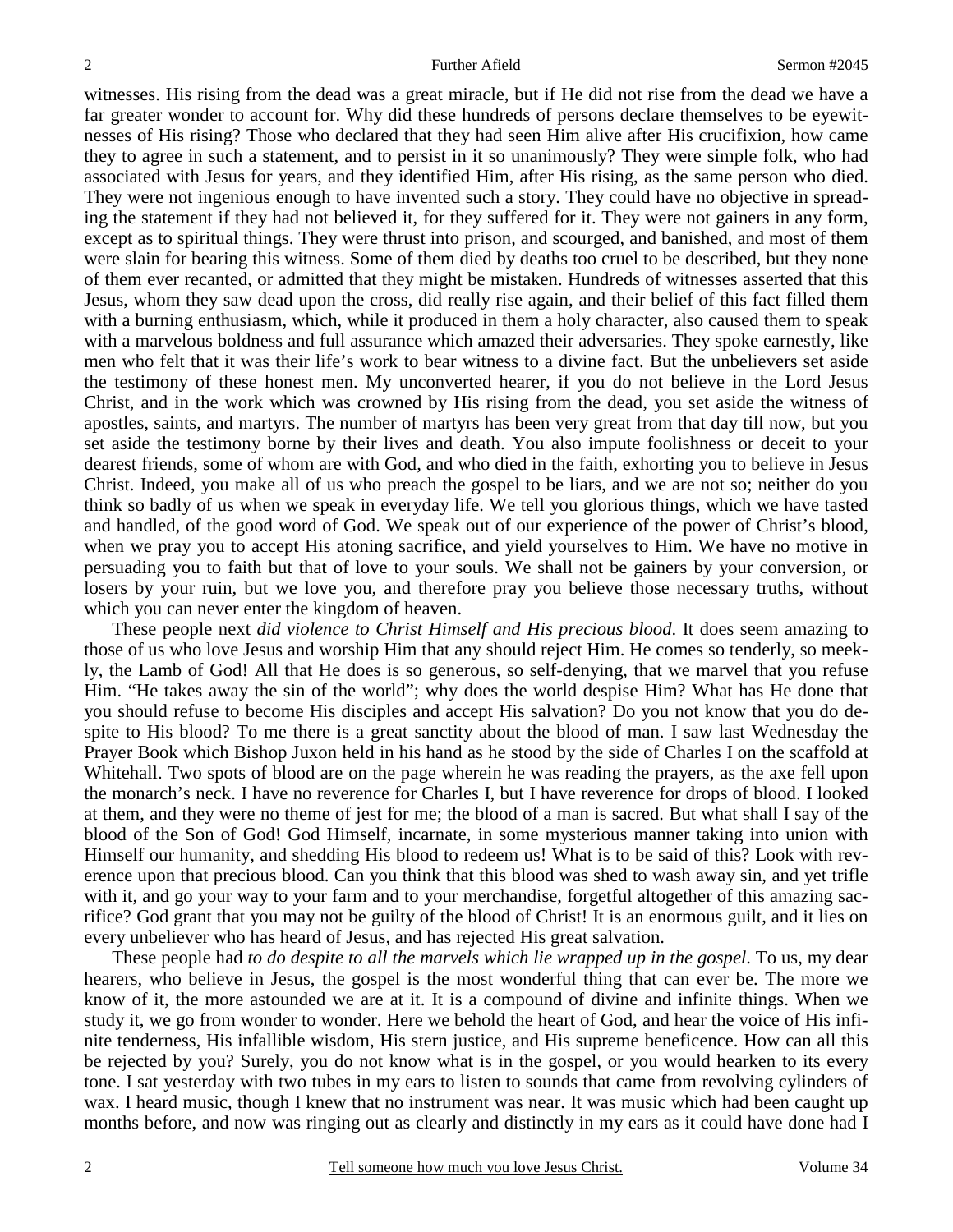witnesses. His rising from the dead was a great miracle, but if He did not rise from the dead we have a far greater wonder to account for. Why did these hundreds of persons declare themselves to be eyewitnesses of His rising? Those who declared that they had seen Him alive after His crucifixion, how came they to agree in such a statement, and to persist in it so unanimously? They were simple folk, who had associated with Jesus for years, and they identified Him, after His rising, as the same person who died. They were not ingenious enough to have invented such a story. They could have no objective in spreading the statement if they had not believed it, for they suffered for it. They were not gainers in any form, except as to spiritual things. They were thrust into prison, and scourged, and banished, and most of them were slain for bearing this witness. Some of them died by deaths too cruel to be described, but they none of them ever recanted, or admitted that they might be mistaken. Hundreds of witnesses asserted that this Jesus, whom they saw dead upon the cross, did really rise again, and their belief of this fact filled them with a burning enthusiasm, which, while it produced in them a holy character, also caused them to speak with a marvelous boldness and full assurance which amazed their adversaries. They spoke earnestly, like men who felt that it was their life's work to bear witness to a divine fact. But the unbelievers set aside the testimony of these honest men. My unconverted hearer, if you do not believe in the Lord Jesus Christ, and in the work which was crowned by His rising from the dead, you set aside the witness of apostles, saints, and martyrs. The number of martyrs has been very great from that day till now, but you set aside the testimony borne by their lives and death. You also impute foolishness or deceit to your dearest friends, some of whom are with God, and who died in the faith, exhorting you to believe in Jesus Christ. Indeed, you make all of us who preach the gospel to be liars, and we are not so; neither do you think so badly of us when we speak in everyday life. We tell you glorious things, which we have tasted and handled, of the good word of God. We speak out of our experience of the power of Christ's blood, when we pray you to accept His atoning sacrifice, and yield yourselves to Him. We have no motive in persuading you to faith but that of love to your souls. We shall not be gainers by your conversion, or losers by your ruin, but we love you, and therefore pray you believe those necessary truths, without which you can never enter the kingdom of heaven.

These people next *did violence to Christ Himself and His precious blood*. It does seem amazing to those of us who love Jesus and worship Him that any should reject Him. He comes so tenderly, so meekly, the Lamb of God! All that He does is so generous, so self-denying, that we marvel that you refuse Him. "He takes away the sin of the world"; why does the world despise Him? What has He done that you should refuse to become His disciples and accept His salvation? Do you not know that you do despite to His blood? To me there is a great sanctity about the blood of man. I saw last Wednesday the Prayer Book which Bishop Juxon held in his hand as he stood by the side of Charles I on the scaffold at Whitehall. Two spots of blood are on the page wherein he was reading the prayers, as the axe fell upon the monarch's neck. I have no reverence for Charles I, but I have reverence for drops of blood. I looked at them, and they were no theme of jest for me; the blood of a man is sacred. But what shall I say of the blood of the Son of God! God Himself, incarnate, in some mysterious manner taking into union with Himself our humanity, and shedding His blood to redeem us! What is to be said of this? Look with reverence upon that precious blood. Can you think that this blood was shed to wash away sin, and yet trifle with it, and go your way to your farm and to your merchandise, forgetful altogether of this amazing sacrifice? God grant that you may not be guilty of the blood of Christ! It is an enormous guilt, and it lies on every unbeliever who has heard of Jesus, and has rejected His great salvation.

These people had *to do despite to all the marvels which lie wrapped up in the gospel*. To us, my dear hearers, who believe in Jesus, the gospel is the most wonderful thing that can ever be. The more we know of it, the more astounded we are at it. It is a compound of divine and infinite things. When we study it, we go from wonder to wonder. Here we behold the heart of God, and hear the voice of His infinite tenderness, His infallible wisdom, His stern justice, and His supreme beneficence. How can all this be rejected by you? Surely, you do not know what is in the gospel, or you would hearken to its every tone. I sat yesterday with two tubes in my ears to listen to sounds that came from revolving cylinders of wax. I heard music, though I knew that no instrument was near. It was music which had been caught up months before, and now was ringing out as clearly and distinctly in my ears as it could have done had I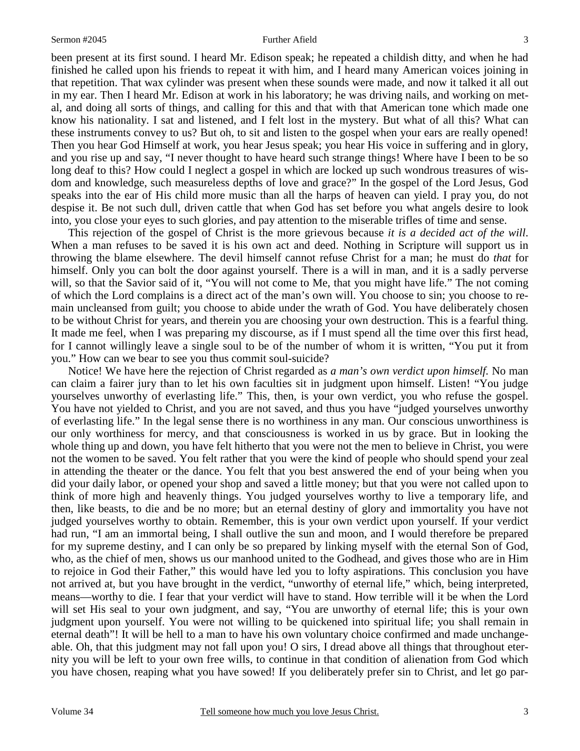been present at its first sound. I heard Mr. Edison speak; he repeated a childish ditty, and when he had finished he called upon his friends to repeat it with him, and I heard many American voices joining in that repetition. That wax cylinder was present when these sounds were made, and now it talked it all out in my ear. Then I heard Mr. Edison at work in his laboratory; he was driving nails, and working on metal, and doing all sorts of things, and calling for this and that with that American tone which made one know his nationality. I sat and listened, and I felt lost in the mystery. But what of all this? What can these instruments convey to us? But oh, to sit and listen to the gospel when your ears are really opened! Then you hear God Himself at work, you hear Jesus speak; you hear His voice in suffering and in glory, and you rise up and say, "I never thought to have heard such strange things! Where have I been to be so long deaf to this? How could I neglect a gospel in which are locked up such wondrous treasures of wisdom and knowledge, such measureless depths of love and grace?" In the gospel of the Lord Jesus, God speaks into the ear of His child more music than all the harps of heaven can yield. I pray you, do not despise it. Be not such dull, driven cattle that when God has set before you what angels desire to look into, you close your eyes to such glories, and pay attention to the miserable trifles of time and sense.

This rejection of the gospel of Christ is the more grievous because *it is a decided act of the will*. When a man refuses to be saved it is his own act and deed. Nothing in Scripture will support us in throwing the blame elsewhere. The devil himself cannot refuse Christ for a man; he must do *that* for himself. Only you can bolt the door against yourself. There is a will in man, and it is a sadly perverse will, so that the Savior said of it, "You will not come to Me, that you might have life." The not coming of which the Lord complains is a direct act of the man's own will. You choose to sin; you choose to remain uncleansed from guilt; you choose to abide under the wrath of God. You have deliberately chosen to be without Christ for years, and therein you are choosing your own destruction. This is a fearful thing. It made me feel, when I was preparing my discourse, as if I must spend all the time over this first head, for I cannot willingly leave a single soul to be of the number of whom it is written, "You put it from you." How can we bear to see you thus commit soul-suicide?

Notice! We have here the rejection of Christ regarded as *a man's own verdict upon himself.* No man can claim a fairer jury than to let his own faculties sit in judgment upon himself. Listen! "You judge yourselves unworthy of everlasting life." This, then, is your own verdict, you who refuse the gospel. You have not yielded to Christ, and you are not saved, and thus you have "judged yourselves unworthy of everlasting life." In the legal sense there is no worthiness in any man. Our conscious unworthiness is our only worthiness for mercy, and that consciousness is worked in us by grace. But in looking the whole thing up and down, you have felt hitherto that you were not the men to believe in Christ, you were not the women to be saved. You felt rather that you were the kind of people who should spend your zeal in attending the theater or the dance. You felt that you best answered the end of your being when you did your daily labor, or opened your shop and saved a little money; but that you were not called upon to think of more high and heavenly things. You judged yourselves worthy to live a temporary life, and then, like beasts, to die and be no more; but an eternal destiny of glory and immortality you have not judged yourselves worthy to obtain. Remember, this is your own verdict upon yourself. If your verdict had run, "I am an immortal being, I shall outlive the sun and moon, and I would therefore be prepared for my supreme destiny, and I can only be so prepared by linking myself with the eternal Son of God, who, as the chief of men, shows us our manhood united to the Godhead, and gives those who are in Him to rejoice in God their Father," this would have led you to lofty aspirations. This conclusion you have not arrived at, but you have brought in the verdict, "unworthy of eternal life," which, being interpreted, means—worthy to die. I fear that your verdict will have to stand. How terrible will it be when the Lord will set His seal to your own judgment, and say, "You are unworthy of eternal life; this is your own judgment upon yourself. You were not willing to be quickened into spiritual life; you shall remain in eternal death"! It will be hell to a man to have his own voluntary choice confirmed and made unchangeable. Oh, that this judgment may not fall upon you! O sirs, I dread above all things that throughout eternity you will be left to your own free wills, to continue in that condition of alienation from God which you have chosen, reaping what you have sowed! If you deliberately prefer sin to Christ, and let go par-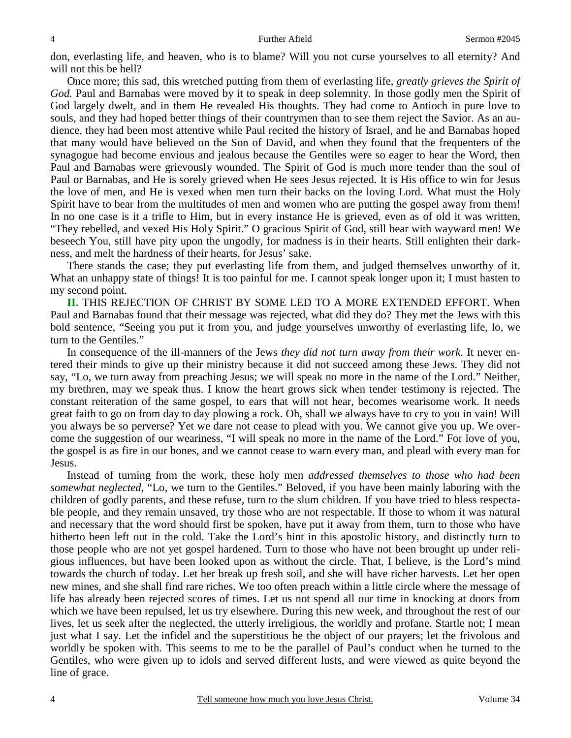don, everlasting life, and heaven, who is to blame? Will you not curse yourselves to all eternity? And will not this be hell?

Once more; this sad, this wretched putting from them of everlasting life, *greatly grieves the Spirit of God.* Paul and Barnabas were moved by it to speak in deep solemnity. In those godly men the Spirit of God largely dwelt, and in them He revealed His thoughts. They had come to Antioch in pure love to souls, and they had hoped better things of their countrymen than to see them reject the Savior. As an audience, they had been most attentive while Paul recited the history of Israel, and he and Barnabas hoped that many would have believed on the Son of David, and when they found that the frequenters of the synagogue had become envious and jealous because the Gentiles were so eager to hear the Word, then Paul and Barnabas were grievously wounded. The Spirit of God is much more tender than the soul of Paul or Barnabas, and He is sorely grieved when He sees Jesus rejected. It is His office to win for Jesus the love of men, and He is vexed when men turn their backs on the loving Lord. What must the Holy Spirit have to bear from the multitudes of men and women who are putting the gospel away from them! In no one case is it a trifle to Him, but in every instance He is grieved, even as of old it was written, "They rebelled, and vexed His Holy Spirit." O gracious Spirit of God, still bear with wayward men! We beseech You, still have pity upon the ungodly, for madness is in their hearts. Still enlighten their darkness, and melt the hardness of their hearts, for Jesus' sake.

There stands the case; they put everlasting life from them, and judged themselves unworthy of it. What an unhappy state of things! It is too painful for me. I cannot speak longer upon it; I must hasten to my second point.

**II.** THIS REJECTION OF CHRIST BY SOME LED TO A MORE EXTENDED EFFORT. When Paul and Barnabas found that their message was rejected, what did they do? They met the Jews with this bold sentence, "Seeing you put it from you, and judge yourselves unworthy of everlasting life, lo, we turn to the Gentiles."

In consequence of the ill-manners of the Jews *they did not turn away from their work*. It never entered their minds to give up their ministry because it did not succeed among these Jews. They did not say, "Lo, we turn away from preaching Jesus; we will speak no more in the name of the Lord." Neither, my brethren, may we speak thus. I know the heart grows sick when tender testimony is rejected. The constant reiteration of the same gospel, to ears that will not hear, becomes wearisome work. It needs great faith to go on from day to day plowing a rock. Oh, shall we always have to cry to you in vain! Will you always be so perverse? Yet we dare not cease to plead with you. We cannot give you up. We overcome the suggestion of our weariness, "I will speak no more in the name of the Lord." For love of you, the gospel is as fire in our bones, and we cannot cease to warn every man, and plead with every man for Jesus.

Instead of turning from the work, these holy men *addressed themselves to those who had been somewhat neglected,* "Lo, we turn to the Gentiles." Beloved, if you have been mainly laboring with the children of godly parents, and these refuse, turn to the slum children. If you have tried to bless respectable people, and they remain unsaved, try those who are not respectable. If those to whom it was natural and necessary that the word should first be spoken, have put it away from them, turn to those who have hitherto been left out in the cold. Take the Lord's hint in this apostolic history, and distinctly turn to those people who are not yet gospel hardened. Turn to those who have not been brought up under religious influences, but have been looked upon as without the circle. That, I believe, is the Lord's mind towards the church of today. Let her break up fresh soil, and she will have richer harvests. Let her open new mines, and she shall find rare riches. We too often preach within a little circle where the message of life has already been rejected scores of times. Let us not spend all our time in knocking at doors from which we have been repulsed, let us try elsewhere. During this new week, and throughout the rest of our lives, let us seek after the neglected, the utterly irreligious, the worldly and profane. Startle not; I mean just what I say. Let the infidel and the superstitious be the object of our prayers; let the frivolous and worldly be spoken with. This seems to me to be the parallel of Paul's conduct when he turned to the Gentiles, who were given up to idols and served different lusts, and were viewed as quite beyond the line of grace.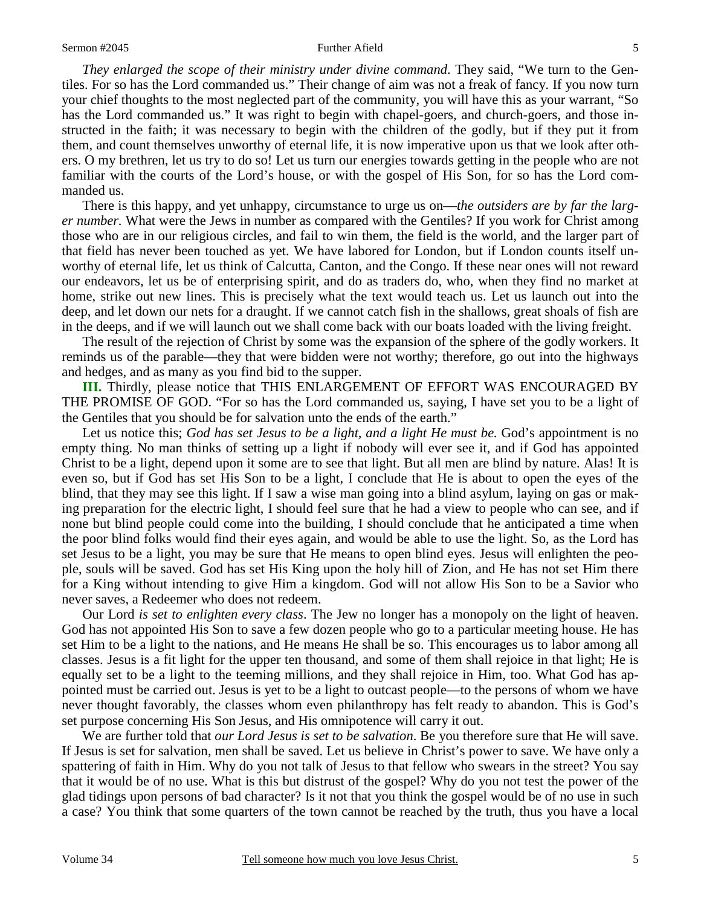*They enlarged the scope of their ministry under divine command*. They said, "We turn to the Gentiles. For so has the Lord commanded us." Their change of aim was not a freak of fancy. If you now turn your chief thoughts to the most neglected part of the community, you will have this as your warrant, "So has the Lord commanded us." It was right to begin with chapel-goers, and church-goers, and those instructed in the faith; it was necessary to begin with the children of the godly, but if they put it from them, and count themselves unworthy of eternal life, it is now imperative upon us that we look after others. O my brethren, let us try to do so! Let us turn our energies towards getting in the people who are not familiar with the courts of the Lord's house, or with the gospel of His Son, for so has the Lord commanded us.

There is this happy, and yet unhappy, circumstance to urge us on—*the outsiders are by far the larger number.* What were the Jews in number as compared with the Gentiles? If you work for Christ among those who are in our religious circles, and fail to win them, the field is the world, and the larger part of that field has never been touched as yet. We have labored for London, but if London counts itself unworthy of eternal life, let us think of Calcutta, Canton, and the Congo. If these near ones will not reward our endeavors, let us be of enterprising spirit, and do as traders do, who, when they find no market at home, strike out new lines. This is precisely what the text would teach us. Let us launch out into the deep, and let down our nets for a draught. If we cannot catch fish in the shallows, great shoals of fish are in the deeps, and if we will launch out we shall come back with our boats loaded with the living freight.

The result of the rejection of Christ by some was the expansion of the sphere of the godly workers. It reminds us of the parable—they that were bidden were not worthy; therefore, go out into the highways and hedges, and as many as you find bid to the supper.

**III.** Thirdly, please notice that THIS ENLARGEMENT OF EFFORT WAS ENCOURAGED BY THE PROMISE OF GOD. "For so has the Lord commanded us, saying, I have set you to be a light of the Gentiles that you should be for salvation unto the ends of the earth."

Let us notice this; *God has set Jesus to be a light, and a light He must be.* God's appointment is no empty thing. No man thinks of setting up a light if nobody will ever see it, and if God has appointed Christ to be a light, depend upon it some are to see that light. But all men are blind by nature. Alas! It is even so, but if God has set His Son to be a light, I conclude that He is about to open the eyes of the blind, that they may see this light. If I saw a wise man going into a blind asylum, laying on gas or making preparation for the electric light, I should feel sure that he had a view to people who can see, and if none but blind people could come into the building, I should conclude that he anticipated a time when the poor blind folks would find their eyes again, and would be able to use the light. So, as the Lord has set Jesus to be a light, you may be sure that He means to open blind eyes. Jesus will enlighten the people, souls will be saved. God has set His King upon the holy hill of Zion, and He has not set Him there for a King without intending to give Him a kingdom. God will not allow His Son to be a Savior who never saves, a Redeemer who does not redeem.

Our Lord *is set to enlighten every class*. The Jew no longer has a monopoly on the light of heaven. God has not appointed His Son to save a few dozen people who go to a particular meeting house. He has set Him to be a light to the nations, and He means He shall be so. This encourages us to labor among all classes. Jesus is a fit light for the upper ten thousand, and some of them shall rejoice in that light; He is equally set to be a light to the teeming millions, and they shall rejoice in Him, too. What God has appointed must be carried out. Jesus is yet to be a light to outcast people—to the persons of whom we have never thought favorably, the classes whom even philanthropy has felt ready to abandon. This is God's set purpose concerning His Son Jesus, and His omnipotence will carry it out.

We are further told that *our Lord Jesus is set to be salvation*. Be you therefore sure that He will save. If Jesus is set for salvation, men shall be saved. Let us believe in Christ's power to save. We have only a spattering of faith in Him. Why do you not talk of Jesus to that fellow who swears in the street? You say that it would be of no use. What is this but distrust of the gospel? Why do you not test the power of the glad tidings upon persons of bad character? Is it not that you think the gospel would be of no use in such a case? You think that some quarters of the town cannot be reached by the truth, thus you have a local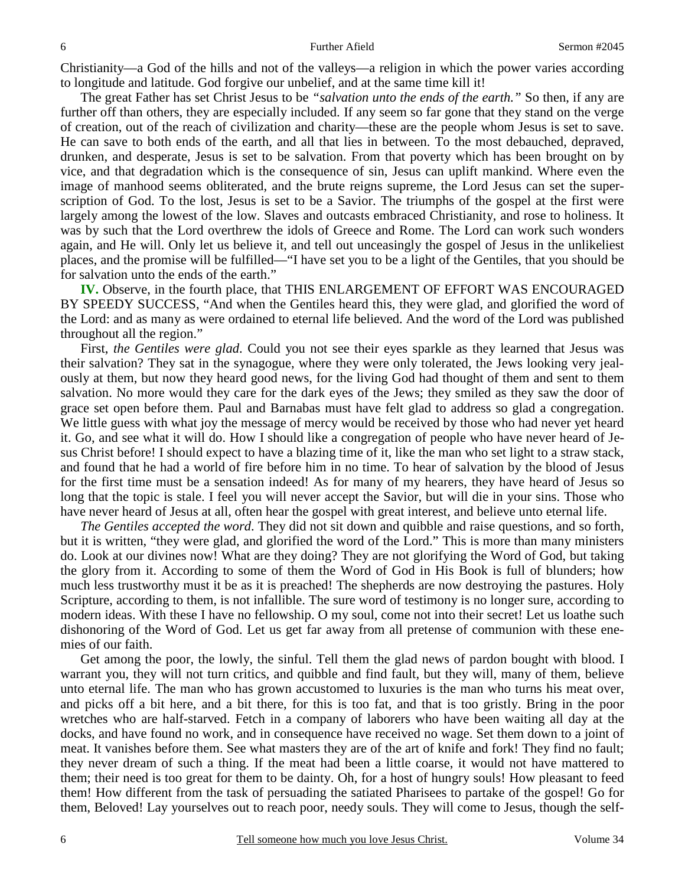Christianity—a God of the hills and not of the valleys—a religion in which the power varies according to longitude and latitude. God forgive our unbelief, and at the same time kill it!

The great Father has set Christ Jesus to be *"salvation unto the ends of the earth."* So then, if any are further off than others, they are especially included. If any seem so far gone that they stand on the verge of creation, out of the reach of civilization and charity—these are the people whom Jesus is set to save. He can save to both ends of the earth, and all that lies in between. To the most debauched, depraved, drunken, and desperate, Jesus is set to be salvation. From that poverty which has been brought on by vice, and that degradation which is the consequence of sin, Jesus can uplift mankind. Where even the image of manhood seems obliterated, and the brute reigns supreme, the Lord Jesus can set the superscription of God. To the lost, Jesus is set to be a Savior. The triumphs of the gospel at the first were largely among the lowest of the low. Slaves and outcasts embraced Christianity, and rose to holiness. It was by such that the Lord overthrew the idols of Greece and Rome. The Lord can work such wonders again, and He will. Only let us believe it, and tell out unceasingly the gospel of Jesus in the unlikeliest places, and the promise will be fulfilled—"I have set you to be a light of the Gentiles, that you should be for salvation unto the ends of the earth."

**IV.** Observe, in the fourth place, that THIS ENLARGEMENT OF EFFORT WAS ENCOURAGED BY SPEEDY SUCCESS, "And when the Gentiles heard this, they were glad, and glorified the word of the Lord: and as many as were ordained to eternal life believed. And the word of the Lord was published throughout all the region."

First, *the Gentiles were glad*. Could you not see their eyes sparkle as they learned that Jesus was their salvation? They sat in the synagogue, where they were only tolerated, the Jews looking very jealously at them, but now they heard good news, for the living God had thought of them and sent to them salvation. No more would they care for the dark eyes of the Jews; they smiled as they saw the door of grace set open before them. Paul and Barnabas must have felt glad to address so glad a congregation. We little guess with what joy the message of mercy would be received by those who had never yet heard it. Go, and see what it will do. How I should like a congregation of people who have never heard of Jesus Christ before! I should expect to have a blazing time of it, like the man who set light to a straw stack, and found that he had a world of fire before him in no time. To hear of salvation by the blood of Jesus for the first time must be a sensation indeed! As for many of my hearers, they have heard of Jesus so long that the topic is stale. I feel you will never accept the Savior, but will die in your sins. Those who have never heard of Jesus at all, often hear the gospel with great interest, and believe unto eternal life.

*The Gentiles accepted the word*. They did not sit down and quibble and raise questions, and so forth, but it is written, "they were glad, and glorified the word of the Lord." This is more than many ministers do. Look at our divines now! What are they doing? They are not glorifying the Word of God, but taking the glory from it. According to some of them the Word of God in His Book is full of blunders; how much less trustworthy must it be as it is preached! The shepherds are now destroying the pastures. Holy Scripture, according to them, is not infallible. The sure word of testimony is no longer sure, according to modern ideas. With these I have no fellowship. O my soul, come not into their secret! Let us loathe such dishonoring of the Word of God. Let us get far away from all pretense of communion with these enemies of our faith.

Get among the poor, the lowly, the sinful. Tell them the glad news of pardon bought with blood. I warrant you, they will not turn critics, and quibble and find fault, but they will, many of them, believe unto eternal life. The man who has grown accustomed to luxuries is the man who turns his meat over, and picks off a bit here, and a bit there, for this is too fat, and that is too gristly. Bring in the poor wretches who are half-starved. Fetch in a company of laborers who have been waiting all day at the docks, and have found no work, and in consequence have received no wage. Set them down to a joint of meat. It vanishes before them. See what masters they are of the art of knife and fork! They find no fault; they never dream of such a thing. If the meat had been a little coarse, it would not have mattered to them; their need is too great for them to be dainty. Oh, for a host of hungry souls! How pleasant to feed them! How different from the task of persuading the satiated Pharisees to partake of the gospel! Go for them, Beloved! Lay yourselves out to reach poor, needy souls. They will come to Jesus, though the self-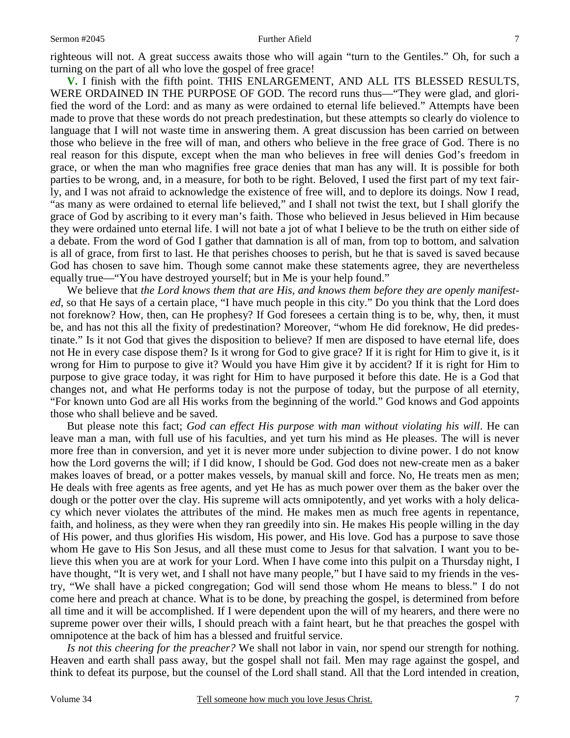righteous will not. A great success awaits those who will again "turn to the Gentiles." Oh, for such a turning on the part of all who love the gospel of free grace!

**V.** I finish with the fifth point. THIS ENLARGEMENT, AND ALL ITS BLESSED RESULTS, WERE ORDAINED IN THE PURPOSE OF GOD. The record runs thus—"They were glad, and glorified the word of the Lord: and as many as were ordained to eternal life believed." Attempts have been made to prove that these words do not preach predestination, but these attempts so clearly do violence to language that I will not waste time in answering them. A great discussion has been carried on between those who believe in the free will of man, and others who believe in the free grace of God. There is no real reason for this dispute, except when the man who believes in free will denies God's freedom in grace, or when the man who magnifies free grace denies that man has any will. It is possible for both parties to be wrong, and, in a measure, for both to be right. Beloved, I used the first part of my text fairly, and I was not afraid to acknowledge the existence of free will, and to deplore its doings. Now I read, "as many as were ordained to eternal life believed," and I shall not twist the text, but I shall glorify the grace of God by ascribing to it every man's faith. Those who believed in Jesus believed in Him because they were ordained unto eternal life. I will not bate a jot of what I believe to be the truth on either side of a debate. From the word of God I gather that damnation is all of man, from top to bottom, and salvation is all of grace, from first to last. He that perishes chooses to perish, but he that is saved is saved because God has chosen to save him. Though some cannot make these statements agree, they are nevertheless equally true—"You have destroyed yourself; but in Me is your help found."

We believe that *the Lord knows them that are His, and knows them before they are openly manifested,* so that He says of a certain place, "I have much people in this city." Do you think that the Lord does not foreknow? How, then, can He prophesy? If God foresees a certain thing is to be, why, then, it must be, and has not this all the fixity of predestination? Moreover, "whom He did foreknow, He did predestinate." Is it not God that gives the disposition to believe? If men are disposed to have eternal life, does not He in every case dispose them? Is it wrong for God to give grace? If it is right for Him to give it, is it wrong for Him to purpose to give it? Would you have Him give it by accident? If it is right for Him to purpose to give grace today, it was right for Him to have purposed it before this date. He is a God that changes not, and what He performs today is not the purpose of today, but the purpose of all eternity, "For known unto God are all His works from the beginning of the world." God knows and God appoints those who shall believe and be saved.

But please note this fact; *God can effect His purpose with man without violating his will*. He can leave man a man, with full use of his faculties, and yet turn his mind as He pleases. The will is never more free than in conversion, and yet it is never more under subjection to divine power. I do not know how the Lord governs the will; if I did know, I should be God. God does not new-create men as a baker makes loaves of bread, or a potter makes vessels, by manual skill and force. No, He treats men as men; He deals with free agents as free agents, and yet He has as much power over them as the baker over the dough or the potter over the clay. His supreme will acts omnipotently, and yet works with a holy delicacy which never violates the attributes of the mind. He makes men as much free agents in repentance, faith, and holiness, as they were when they ran greedily into sin. He makes His people willing in the day of His power, and thus glorifies His wisdom, His power, and His love. God has a purpose to save those whom He gave to His Son Jesus, and all these must come to Jesus for that salvation. I want you to believe this when you are at work for your Lord. When I have come into this pulpit on a Thursday night, I have thought, "It is very wet, and I shall not have many people," but I have said to my friends in the vestry, "We shall have a picked congregation; God will send those whom He means to bless." I do not come here and preach at chance. What is to be done, by preaching the gospel, is determined from before all time and it will be accomplished. If I were dependent upon the will of my hearers, and there were no supreme power over their wills, I should preach with a faint heart, but he that preaches the gospel with omnipotence at the back of him has a blessed and fruitful service.

*Is not this cheering for the preacher?* We shall not labor in vain, nor spend our strength for nothing. Heaven and earth shall pass away, but the gospel shall not fail. Men may rage against the gospel, and think to defeat its purpose, but the counsel of the Lord shall stand. All that the Lord intended in creation,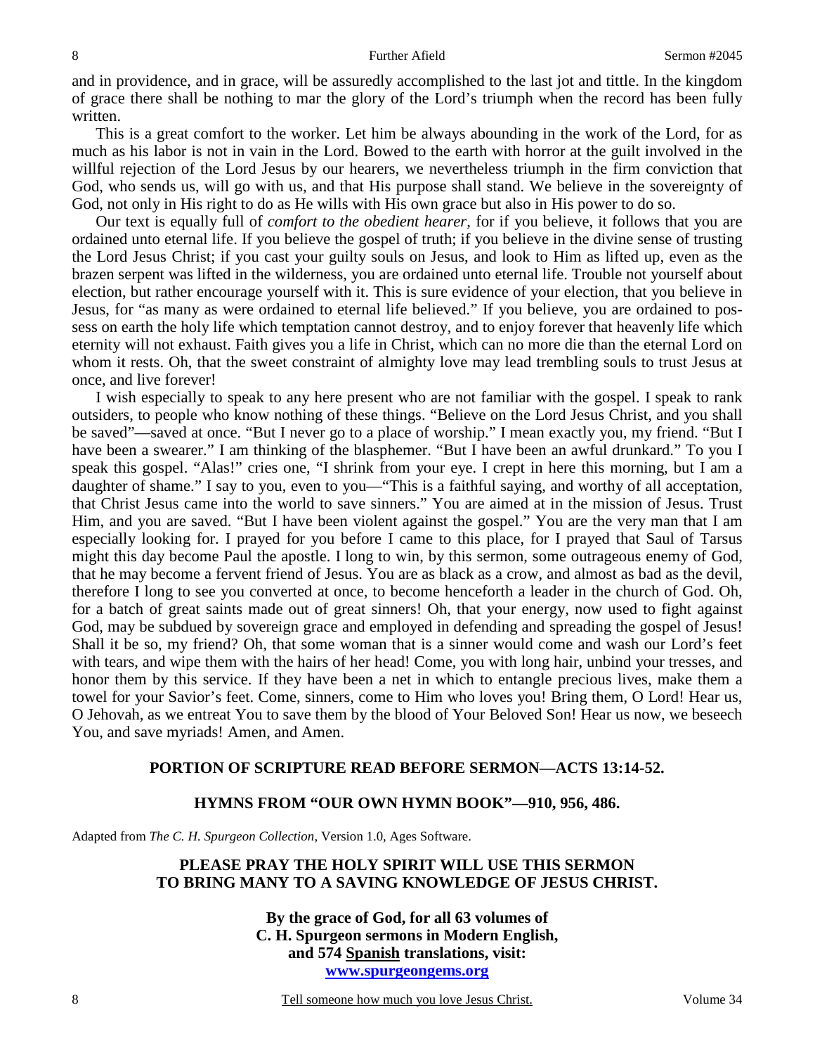and in providence, and in grace, will be assuredly accomplished to the last jot and tittle. In the kingdom of grace there shall be nothing to mar the glory of the Lord's triumph when the record has been fully written.

This is a great comfort to the worker. Let him be always abounding in the work of the Lord, for as much as his labor is not in vain in the Lord. Bowed to the earth with horror at the guilt involved in the willful rejection of the Lord Jesus by our hearers, we nevertheless triumph in the firm conviction that God, who sends us, will go with us, and that His purpose shall stand. We believe in the sovereignty of God, not only in His right to do as He wills with His own grace but also in His power to do so.

Our text is equally full of *comfort to the obedient hearer,* for if you believe, it follows that you are ordained unto eternal life. If you believe the gospel of truth; if you believe in the divine sense of trusting the Lord Jesus Christ; if you cast your guilty souls on Jesus, and look to Him as lifted up, even as the brazen serpent was lifted in the wilderness, you are ordained unto eternal life. Trouble not yourself about election, but rather encourage yourself with it. This is sure evidence of your election, that you believe in Jesus, for "as many as were ordained to eternal life believed." If you believe, you are ordained to possess on earth the holy life which temptation cannot destroy, and to enjoy forever that heavenly life which eternity will not exhaust. Faith gives you a life in Christ, which can no more die than the eternal Lord on whom it rests. Oh, that the sweet constraint of almighty love may lead trembling souls to trust Jesus at once, and live forever!

I wish especially to speak to any here present who are not familiar with the gospel. I speak to rank outsiders, to people who know nothing of these things. "Believe on the Lord Jesus Christ, and you shall be saved"—saved at once. "But I never go to a place of worship." I mean exactly you, my friend. "But I have been a swearer." I am thinking of the blasphemer. "But I have been an awful drunkard." To you I speak this gospel. "Alas!" cries one, "I shrink from your eye. I crept in here this morning, but I am a daughter of shame." I say to you, even to you—"This is a faithful saying, and worthy of all acceptation, that Christ Jesus came into the world to save sinners." You are aimed at in the mission of Jesus. Trust Him, and you are saved. "But I have been violent against the gospel." You are the very man that I am especially looking for. I prayed for you before I came to this place, for I prayed that Saul of Tarsus might this day become Paul the apostle. I long to win, by this sermon, some outrageous enemy of God, that he may become a fervent friend of Jesus. You are as black as a crow, and almost as bad as the devil, therefore I long to see you converted at once, to become henceforth a leader in the church of God. Oh, for a batch of great saints made out of great sinners! Oh, that your energy, now used to fight against God, may be subdued by sovereign grace and employed in defending and spreading the gospel of Jesus! Shall it be so, my friend? Oh, that some woman that is a sinner would come and wash our Lord's feet with tears, and wipe them with the hairs of her head! Come, you with long hair, unbind your tresses, and honor them by this service. If they have been a net in which to entangle precious lives, make them a towel for your Savior's feet. Come, sinners, come to Him who loves you! Bring them, O Lord! Hear us, O Jehovah, as we entreat You to save them by the blood of Your Beloved Son! Hear us now, we beseech You, and save myriads! Amen, and Amen.

**PORTION OF SCRIPTURE READ BEFORE SERMON—ACTS 13:14-52.**

**HYMNS FROM "OUR OWN HYMN BOOK"—910, 956, 486.**

Adapted from *The C. H. Spurgeon Collection,* Version 1.0, Ages Software.

**PLEASE PRAY THE HOLY SPIRIT WILL USE THIS SERMON TO BRING MANY TO A SAVING KNOWLEDGE OF JESUS CHRIST.**

**By the grace of God, for all 63 volumes of C. H. Spurgeon sermons in Modern English, and 574 Spanish translations, visit: www.spurgeongems.org**